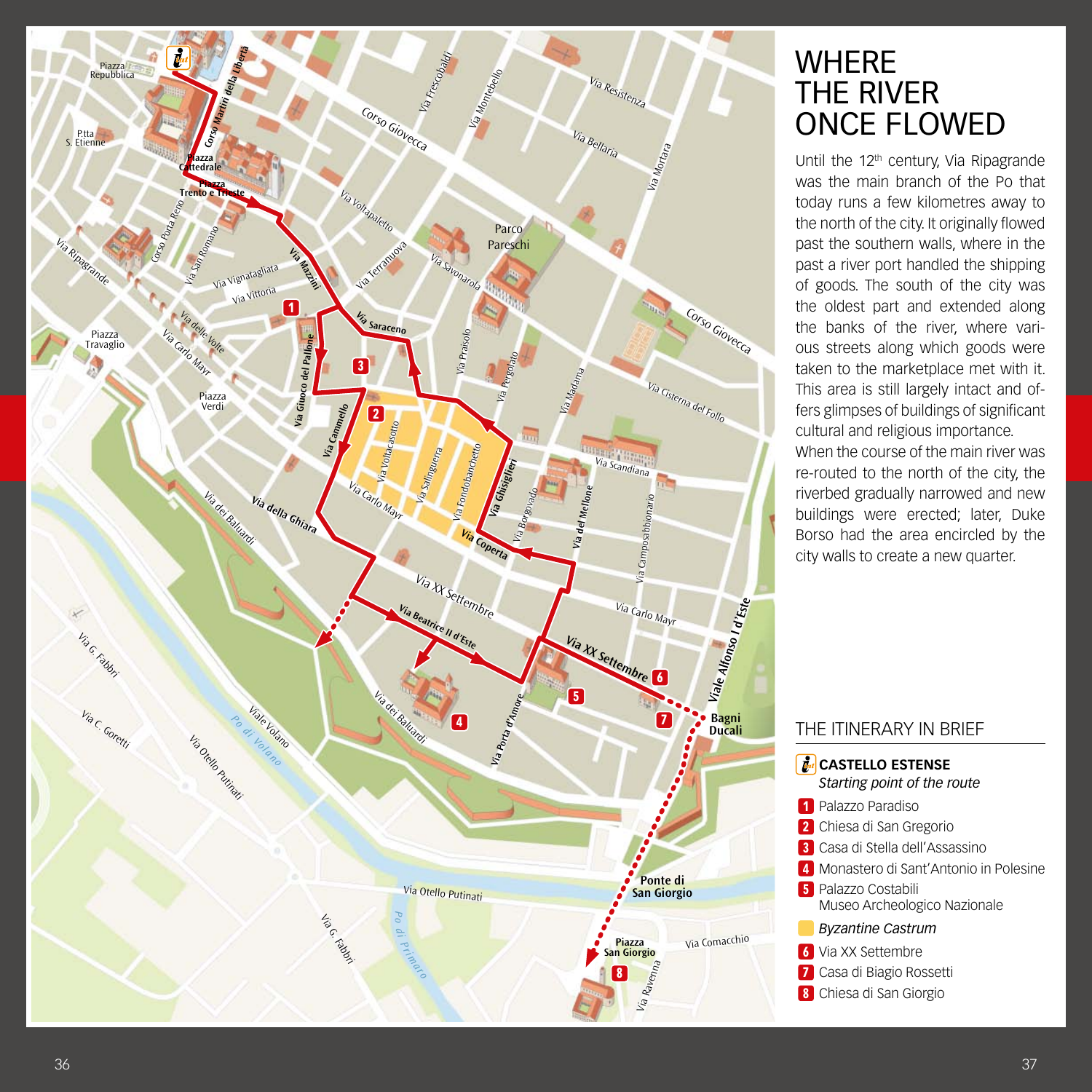# WHERE THE RIVER ONCE FLOWED

Until the 12th century, Via Ripagrande was the main branch of the Po that today runs a few kilometres away to the north of the city. It originally flowed past the southern walls, where in the past a river port handled the shipping of goods. The south of the city was the oldest part and extended along the banks of the river, where various streets along which goods were taken to the marketplace met with it. This area is still largely intact and offers glimpses of buildings of significant cultural and religious importance.
When the course of the main river was re-routed to the north of the city, the riverbed gradually narrowed and new buildings were erected; later, Duke Borso had the area encircled by the city walls to create a new quarter.

## THE ITINERARY IN BRIEF

**CASTELLO ESTENSE**
*Starting point of the route*

1. Palazzo Paradiso
2. Chiesa di San Gregorio
3. Casa di Stella dell'Assassino
4. Monastero di Sant'Antonio in Polesine
5. Palazzo Costabili
   Museo Archeologico Nazionale

*Byzantine Castrum*

6. Via XX Settembre
7. Casa di Biagio Rossetti
8. Chiesa di San Giorgio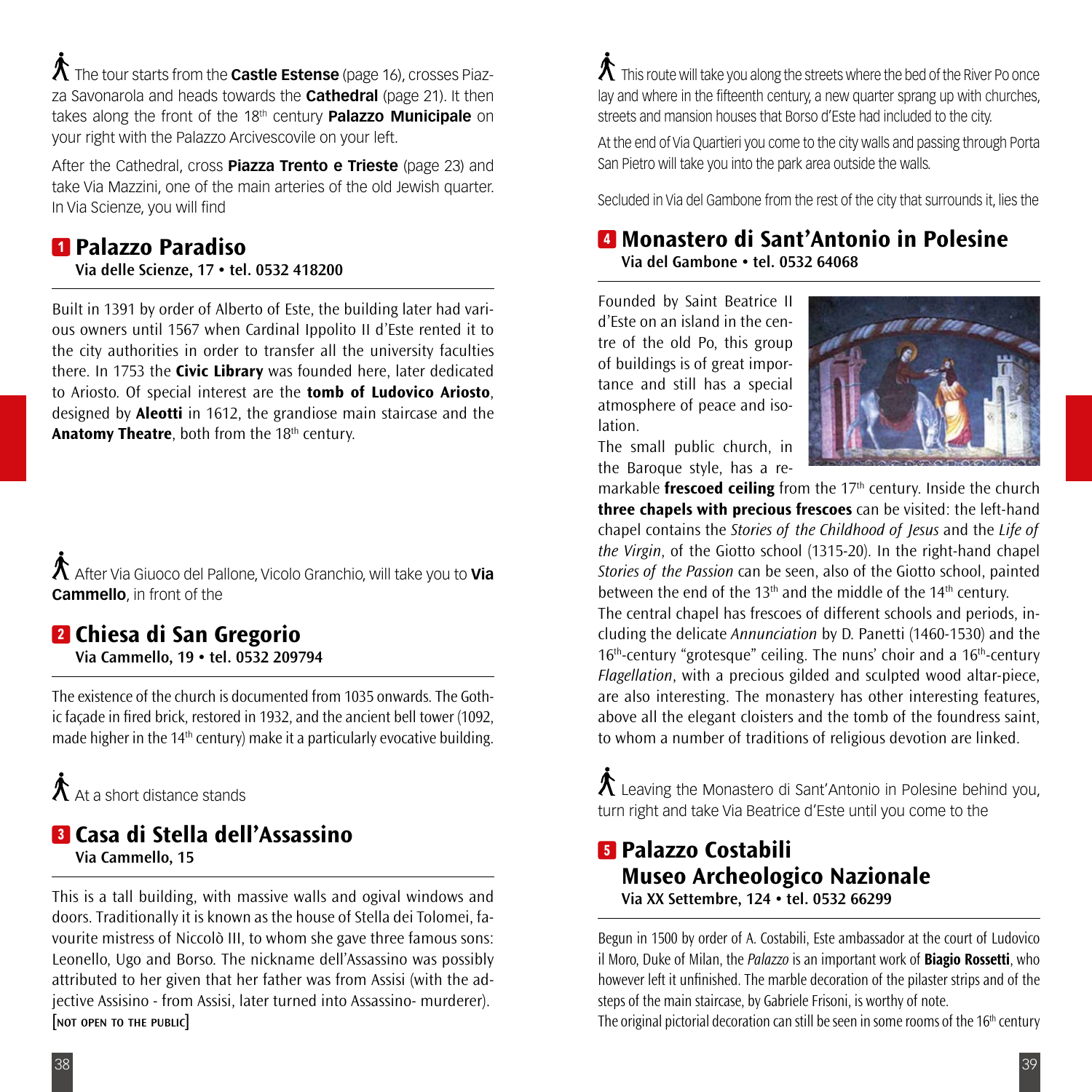The tour starts from the **Castle Estense** (page 16), crosses Piazza Savonarola and heads towards the **Cathedral** (page 21). It then takes along the front of the 18th century **Palazzo Municipale** on your right with the Palazzo Arcivescovile on your left.

After the Cathedral, cross **Piazza Trento e Trieste** (page 23) and take Via Mazzini, one of the main arteries of the old Jewish quarter. In Via Scienze, you will find

## 1 Palazzo Paradiso

**Via delle Scienze, 17 • tel. 0532 418200**

Built in 1391 by order of Alberto of Este, the building later had various owners until 1567 when Cardinal Ippolito II d'Este rented it to the city authorities in order to transfer all the university faculties there. In 1753 the **Civic Library** was founded here, later dedicated to Ariosto. Of special interest are the **tomb of Ludovico Ariosto**, designed by **Aleotti** in 1612, the grandiose main staircase and the **Anatomy Theatre**, both from the 18th century.

After Via Giuoco del Pallone, Vicolo Granchio, will take you to **Via Cammello**, in front of the

## 2 Chiesa di San Gregorio

**Via Cammello, 19 • tel. 0532 209794**

The existence of the church is documented from 1035 onwards. The Gothic façade in fired brick, restored in 1932, and the ancient bell tower (1092, made higher in the 14th century) make it a particularly evocative building.

At a short distance stands

## 3 Casa di Stella dell'Assassino

**Via Cammello, 15**

This is a tall building, with massive walls and ogival windows and doors. Traditionally it is known as the house of Stella dei Tolomei, favourite mistress of Niccolò III, to whom she gave three famous sons: Leonello, Ugo and Borso. The nickname dell'Assassino was possibly attributed to her given that her father was from Assisi (with the adjective Assisino - from Assisi, later turned into Assassino- murderer).
[NOT OPEN TO THE PUBLIC]

This route will take you along the streets where the bed of the River Po once lay and where in the fifteenth century, a new quarter sprang up with churches, streets and mansion houses that Borso d'Este had included to the city.

At the end of Via Quartieri you come to the city walls and passing through Porta San Pietro will take you into the park area outside the walls.

Secluded in Via del Gambone from the rest of the city that surrounds it, lies the

## 4 Monastero di Sant'Antonio in Polesine

**Via del Gambone • tel. 0532 64068**

Founded by Saint Beatrice II d'Este on an island in the centre of the old Po, this group of buildings is of great importance and still has a special atmosphere of peace and isolation.
The small public church, in the Baroque style, has a remarkable **frescoed ceiling** from the 17th century. Inside the church **three chapels with precious frescoes** can be visited: the left-hand chapel contains the *Stories of the Childhood of Jesus* and the *Life of the Virgin*, of the Giotto school (1315-20). In the right-hand chapel *Stories of the Passion* can be seen, also of the Giotto school, painted between the end of the 13th and the middle of the 14th century.
The central chapel has frescoes of different schools and periods, including the delicate *Annunciation* by D. Panetti (1460-1530) and the 16th-century "grotesque" ceiling. The nuns' choir and a 16th-century *Flagellation*, with a precious gilded and sculpted wood altar-piece, are also interesting. The monastery has other interesting features, above all the elegant cloisters and the tomb of the foundress saint, to whom a number of traditions of religious devotion are linked.

Leaving the Monastero di Sant'Antonio in Polesine behind you, turn right and take Via Beatrice d'Este until you come to the

## 5 Palazzo Costabili Museo Archeologico Nazionale

**Via XX Settembre, 124 • tel. 0532 66299**

Begun in 1500 by order of A. Costabili, Este ambassador at the court of Ludovico il Moro, Duke of Milan, the *Palazzo* is an important work of **Biagio Rossetti**, who however left it unfinished. The marble decoration of the pilaster strips and of the steps of the main staircase, by Gabriele Frisoni, is worthy of note.
The original pictorial decoration can still be seen in some rooms of the 16th century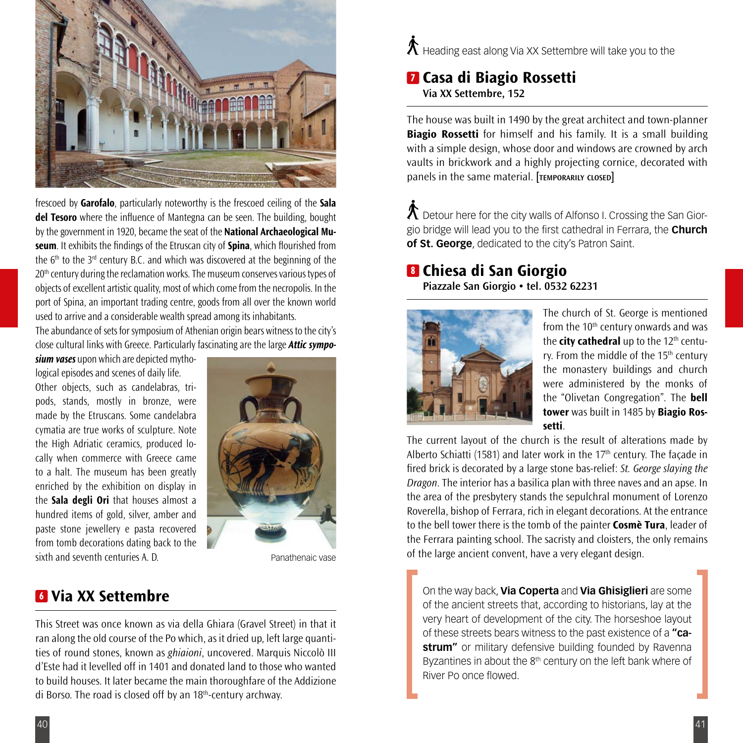frescoed by **Garofalo**, particularly noteworthy is the frescoed ceiling of the **Sala del Tesoro** where the influence of Mantegna can be seen. The building, bought by the government in 1920, became the seat of the **National Archaeological Museum**. It exhibits the findings of the Etruscan city of **Spina**, which flourished from the 6th to the 3rd century B.C. and which was discovered at the beginning of the 20th century during the reclamation works. The museum conserves various types of objects of excellent artistic quality, most of which come from the necropolis. In the port of Spina, an important trading centre, goods from all over the known world used to arrive and a considerable wealth spread among its inhabitants.

The abundance of sets for symposium of Athenian origin bears witness to the city's close cultural links with Greece. Particularly fascinating are the large ***Attic symposium vases*** upon which are depicted mythological episodes and scenes of daily life.

Other objects, such as candelabras, tripods, stands, mostly in bronze, were made by the Etruscans. Some candelabra cymatia are true works of sculpture. Note the High Adriatic ceramics, produced locally when commerce with Greece came to a halt. The museum has been greatly enriched by the exhibition on display in the **Sala degli Ori** that houses almost a hundred items of gold, silver, amber and paste stone jewellery e pasta recovered from tomb decorations dating back to the sixth and seventh centuries A. D.

Panathenaic vase

## 6 Via XX Settembre

This Street was once known as via della Ghiara (Gravel Street) in that it ran along the old course of the Po which, as it dried up, left large quantities of round stones, known as *ghiaioni*, uncovered. Marquis Niccolò III d'Este had it levelled off in 1401 and donated land to those who wanted to build houses. It later became the main thoroughfare of the Addizione di Borso. The road is closed off by an 18th-century archway.

Heading east along Via XX Settembre will take you to the

## 7 Casa di Biagio Rossetti

**Via XX Settembre, 152**

The house was built in 1490 by the great architect and town-planner **Biagio Rossetti** for himself and his family. It is a small building with a simple design, whose door and windows are crowned by arch vaults in brickwork and a highly projecting cornice, decorated with panels in the same material. [TEMPORARILY CLOSED]

Detour here for the city walls of Alfonso I. Crossing the San Giorgio bridge will lead you to the first cathedral in Ferrara, the **Church of St. George**, dedicated to the city's Patron Saint.

## 8 Chiesa di San Giorgio

**Piazzale San Giorgio • tel. 0532 62231**

The church of St. George is mentioned from the 10th century onwards and was the **city cathedral** up to the 12th century. From the middle of the 15th century the monastery buildings and church were administered by the monks of the "Olivetan Congregation". The **bell tower** was built in 1485 by **Biagio Rossetti**.

The current layout of the church is the result of alterations made by Alberto Schiatti (1581) and later work in the 17th century. The façade in fired brick is decorated by a large stone bas-relief: *St. George slaying the Dragon*. The interior has a basilica plan with three naves and an apse. In the area of the presbytery stands the sepulchral monument of Lorenzo Roverella, bishop of Ferrara, rich in elegant decorations. At the entrance to the bell tower there is the tomb of the painter **Cosmè Tura**, leader of the Ferrara painting school. The sacristy and cloisters, the only remains of the large ancient convent, have a very elegant design.

On the way back, **Via Coperta** and **Via Ghisiglieri** are some of the ancient streets that, according to historians, lay at the very heart of development of the city. The horseshoe layout of these streets bears witness to the past existence of a **"castrum"** or military defensive building founded by Ravenna Byzantines in about the 8th century on the left bank where of River Po once flowed.